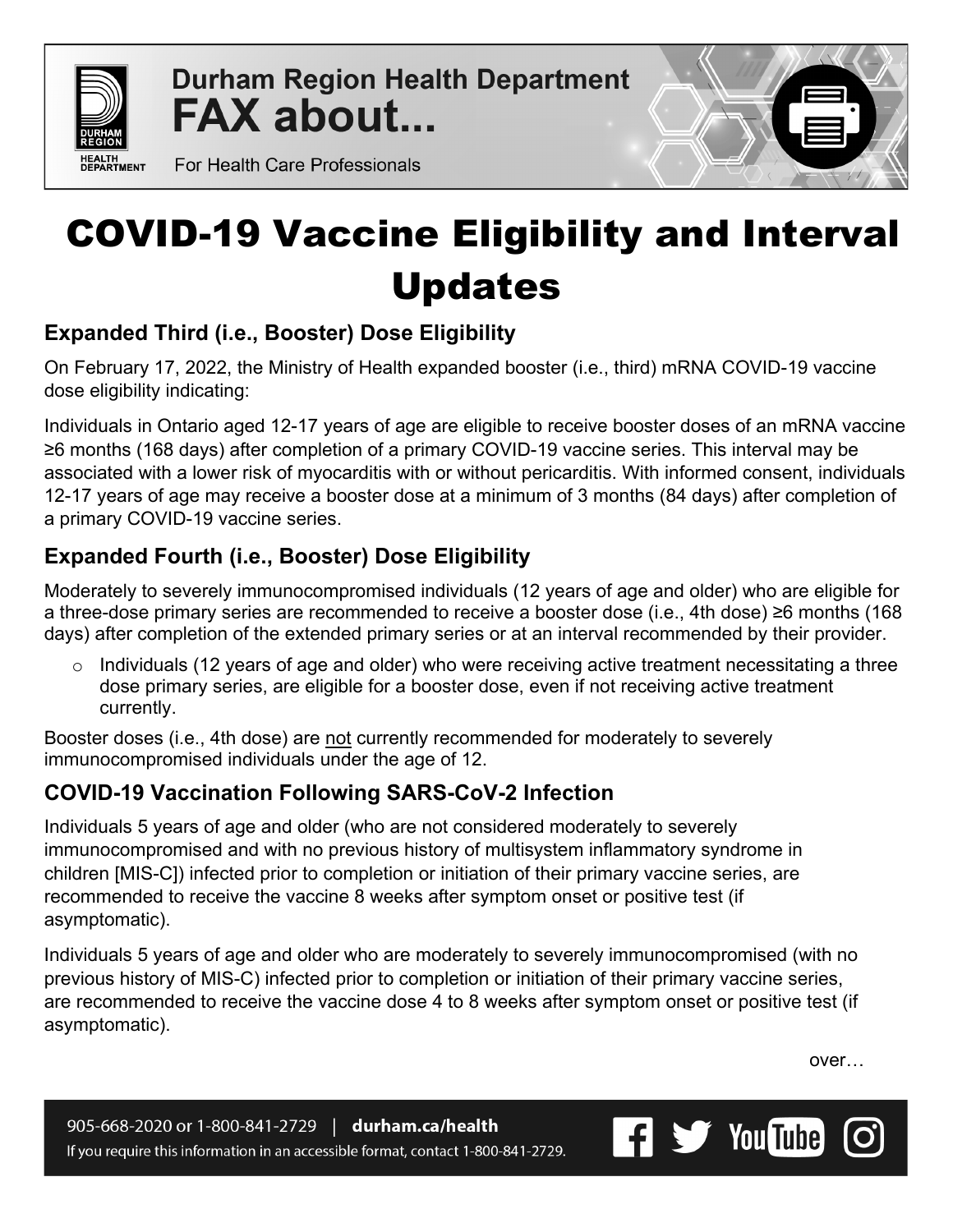Durham Region Health Department

**FAX about...**

For Health Care Professionals

# COVID-19 Vaccine Eligibility and Interval Updates

## Expanded Third (i.e., Booster) Dose Eligibility

On February 17, 2022, the Ministry of Health expanded booster (i.e., third) mRNA COVID-19 vaccine dose eligibility indicating:

Individuals in Ontario aged 12-17 years of age are eligible to receive booster doses of an mRNA vaccine ≥6 months (168 days) after completion of a primary COVID-19 vaccine series. This interval may be associated with a lower risk of myocarditis with or without pericarditis. With informed consent, individuals 12-17 years of age may receive a booster dose at a minimum of 3 months (84 days) after completion of a primary COVID-19 vaccine series.

## Expanded Fourth (i.e., Booster) Dose Eligibility

Moderately to severely immunocompromised individuals (12 years of age and older) who are eligible for a three-dose primary series are recommended to receive a booster dose (i.e., 4th dose) ≥6 months (168 days) after completion of the extended primary series or at an interval recommended by their provider.

- Individuals (12 years of age and older) who were receiving active treatment necessitating a three dose primary series, are eligible for a booster dose, even if not receiving active treatment currently.

Booster doses (i.e., 4th dose) are not currently recommended for moderately to severely immunocompromised individuals under the age of 12.

## COVID-19 Vaccination Following SARS-CoV-2 Infection

Individuals 5 years of age and older (who are not considered moderately to severely immunocompromised and with no previous history of multisystem inflammatory syndrome in children [MIS-C]) infected prior to completion or initiation of their primary vaccine series, are recommended to receive the vaccine 8 weeks after symptom onset or positive test (if asymptomatic).

Individuals 5 years of age and older who are moderately to severely immunocompromised (with no previous history of MIS-C) infected prior to completion or initiation of their primary vaccine series, are recommended to receive the vaccine dose 4 to 8 weeks after symptom onset or positive test (if asymptomatic).

over…

905-668-2020 or 1-800-841-2729 | durham.ca/health

If you require this information in an accessible format, contact 1-800-841-2729.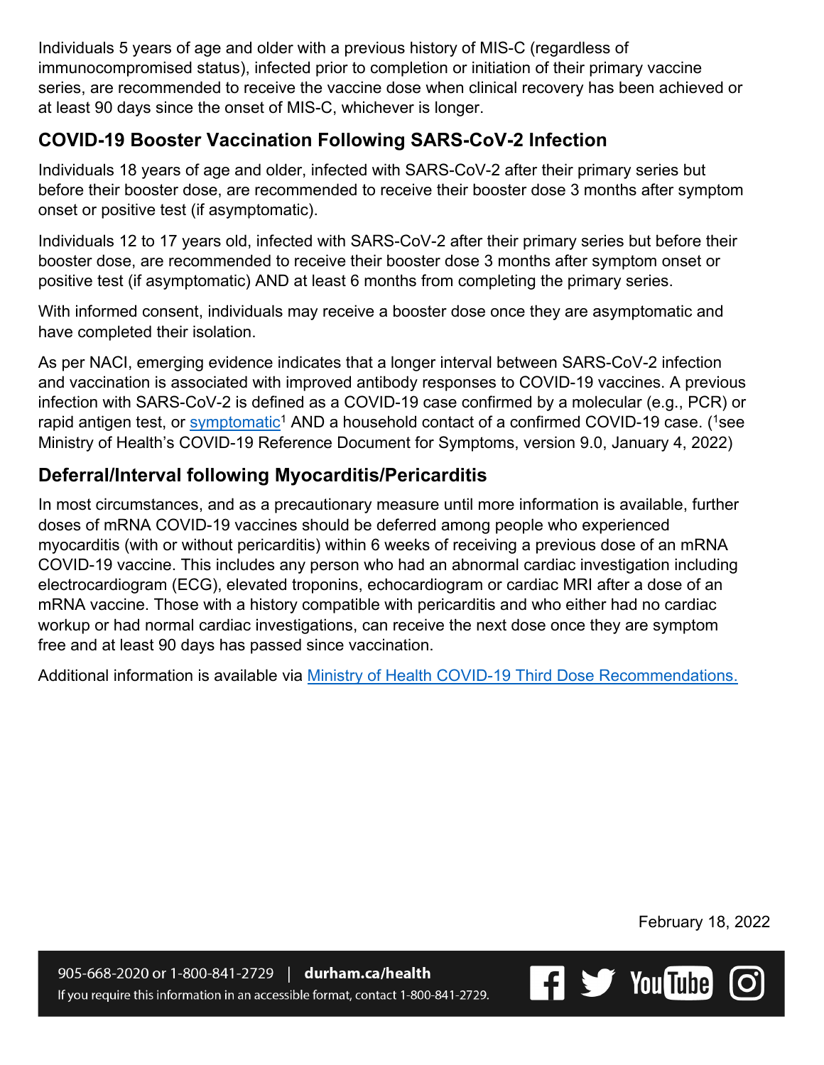Individuals 5 years of age and older with a previous history of MIS-C (regardless of immunocompromised status), infected prior to completion or initiation of their primary vaccine series, are recommended to receive the vaccine dose when clinical recovery has been achieved or at least 90 days since the onset of MIS-C, whichever is longer.

## COVID-19 Booster Vaccination Following SARS-CoV-2 Infection

Individuals 18 years of age and older, infected with SARS-CoV-2 after their primary series but before their booster dose, are recommended to receive their booster dose 3 months after symptom onset or positive test (if asymptomatic).

Individuals 12 to 17 years old, infected with SARS-CoV-2 after their primary series but before their booster dose, are recommended to receive their booster dose 3 months after symptom onset or positive test (if asymptomatic) AND at least 6 months from completing the primary series.

With informed consent, individuals may receive a booster dose once they are asymptomatic and have completed their isolation.

As per NACI, emerging evidence indicates that a longer interval between SARS-CoV-2 infection and vaccination is associated with improved antibody responses to COVID-19 vaccines. A previous infection with SARS-CoV-2 is defined as a COVID-19 case confirmed by a molecular (e.g., PCR) or rapid antigen test, or symptomatic[1] AND a household contact of a confirmed COVID-19 case. ([1]see Ministry of Health's COVID-19 Reference Document for Symptoms, version 9.0, January 4, 2022)

## Deferral/Interval following Myocarditis/Pericarditis

In most circumstances, and as a precautionary measure until more information is available, further doses of mRNA COVID-19 vaccines should be deferred among people who experienced myocarditis (with or without pericarditis) within 6 weeks of receiving a previous dose of an mRNA COVID-19 vaccine. This includes any person who had an abnormal cardiac investigation including electrocardiogram (ECG), elevated troponins, echocardiogram or cardiac MRI after a dose of an mRNA vaccine. Those with a history compatible with pericarditis and who either had no cardiac workup or had normal cardiac investigations, can receive the next dose once they are symptom free and at least 90 days has passed since vaccination.

Additional information is available via Ministry of Health COVID-19 Third Dose Recommendations.

February 18, 2022

905-668-2020 or 1-800-841-2729 | durham.ca/health

If you require this information in an accessible format, contact 1-800-841-2729.